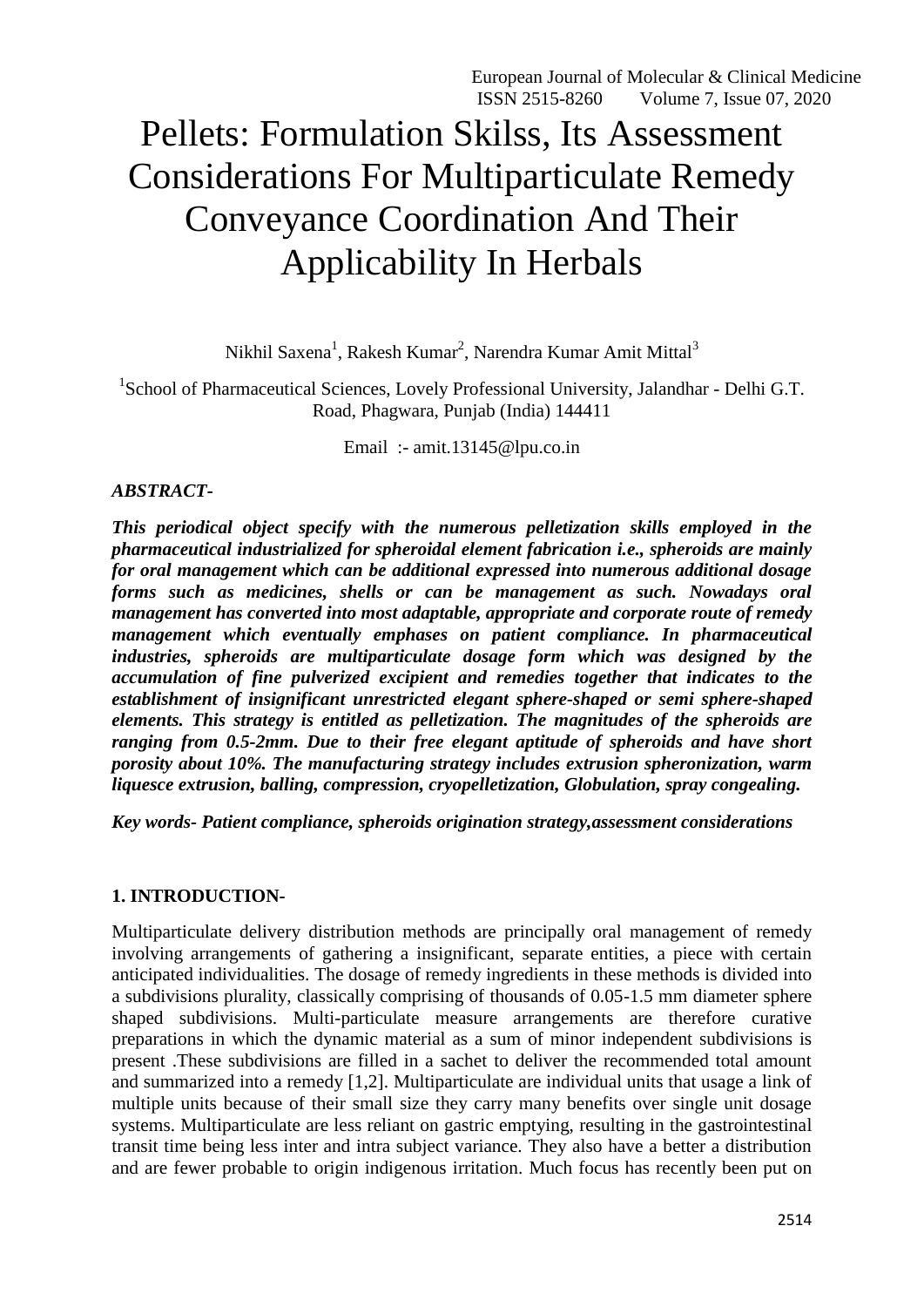# Pellets: Formulation Skilss, Its Assessment Considerations For Multiparticulate Remedy Conveyance Coordination And Their Applicability In Herbals

Nikhil Saxena[1], Rakesh Kumar[2], Narendra Kumar Amit Mittal[3]

[1]School of Pharmaceutical Sciences, Lovely Professional University, Jalandhar - Delhi G.T. Road, Phagwara, Punjab (India) 144411

Email :- amit.13145@lpu.co.in

***ABSTRACT-***

***This periodical object specify with the numerous pelletization skills employed in the pharmaceutical industrialized for spheroidal element fabrication i.e., spheroids are mainly for oral management which can be additional expressed into numerous additional dosage forms such as medicines, shells or can be management as such. Nowadays oral management has converted into most adaptable, appropriate and corporate route of remedy management which eventually emphases on patient compliance. In pharmaceutical industries, spheroids are multiparticulate dosage form which was designed by the accumulation of fine pulverized excipient and remedies together that indicates to the establishment of insignificant unrestricted elegant sphere-shaped or semi sphere-shaped elements. This strategy is entitled as pelletization. The magnitudes of the spheroids are ranging from 0.5-2mm. Due to their free elegant aptitude of spheroids and have short porosity about 10%. The manufacturing strategy includes extrusion spheronization, warm liquesce extrusion, balling, compression, cryopelletization, Globulation, spray congealing.***

***Key words- Patient compliance, spheroids origination strategy,assessment considerations***

## 1. INTRODUCTION-

Multiparticulate delivery distribution methods are principally oral management of remedy involving arrangements of gathering a insignificant, separate entities, a piece with certain anticipated individualities. The dosage of remedy ingredients in these methods is divided into a subdivisions plurality, classically comprising of thousands of 0.05-1.5 mm diameter sphere shaped subdivisions. Multi-particulate measure arrangements are therefore curative preparations in which the dynamic material as a sum of minor independent subdivisions is present .These subdivisions are filled in a sachet to deliver the recommended total amount and summarized into a remedy [1,2]. Multiparticulate are individual units that usage a link of multiple units because of their small size they carry many benefits over single unit dosage systems. Multiparticulate are less reliant on gastric emptying, resulting in the gastrointestinal transit time being less inter and intra subject variance. They also have a better a distribution and are fewer probable to origin indigenous irritation. Much focus has recently been put on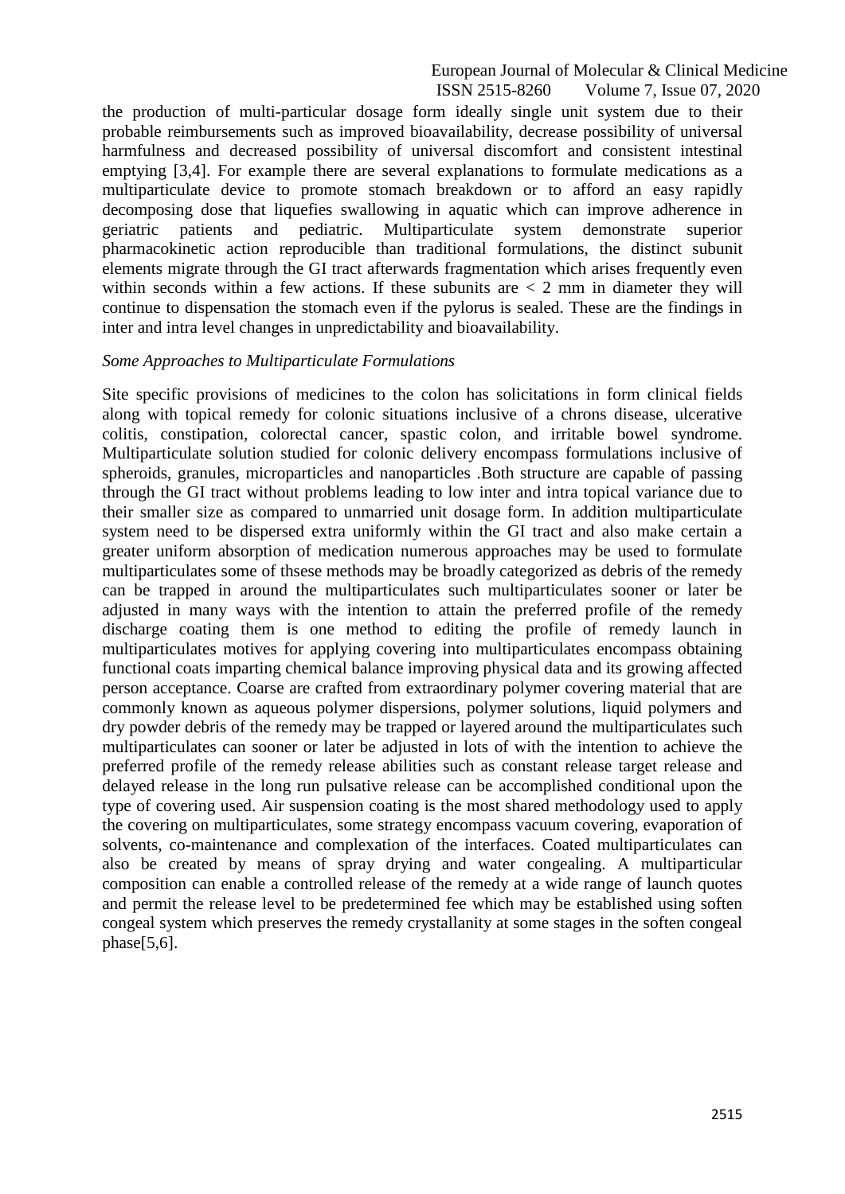the production of multi-particular dosage form ideally single unit system due to their probable reimbursements such as improved bioavailability, decrease possibility of universal harmfulness and decreased possibility of universal discomfort and consistent intestinal emptying [3,4]. For example there are several explanations to formulate medications as a multiparticulate device to promote stomach breakdown or to afford an easy rapidly decomposing dose that liquefies swallowing in aquatic which can improve adherence in geriatric patients and pediatric. Multiparticulate system demonstrate superior pharmacokinetic action reproducible than traditional formulations, the distinct subunit elements migrate through the GI tract afterwards fragmentation which arises frequently even within seconds within a few actions. If these subunits are < 2 mm in diameter they will continue to dispensation the stomach even if the pylorus is sealed. These are the findings in inter and intra level changes in unpredictability and bioavailability.

*Some Approaches to Multiparticulate Formulations*

Site specific provisions of medicines to the colon has solicitations in form clinical fields along with topical remedy for colonic situations inclusive of a chrons disease, ulcerative colitis, constipation, colorectal cancer, spastic colon, and irritable bowel syndrome. Multiparticulate solution studied for colonic delivery encompass formulations inclusive of spheroids, granules, microparticles and nanoparticles .Both structure are capable of passing through the GI tract without problems leading to low inter and intra topical variance due to their smaller size as compared to unmarried unit dosage form. In addition multiparticulate system need to be dispersed extra uniformly within the GI tract and also make certain a greater uniform absorption of medication numerous approaches may be used to formulate multiparticulates some of thsese methods may be broadly categorized as debris of the remedy can be trapped in around the multiparticulates such multiparticulates sooner or later be adjusted in many ways with the intention to attain the preferred profile of the remedy discharge coating them is one method to editing the profile of remedy launch in multiparticulates motives for applying covering into multiparticulates encompass obtaining functional coats imparting chemical balance improving physical data and its growing affected person acceptance. Coarse are crafted from extraordinary polymer covering material that are commonly known as aqueous polymer dispersions, polymer solutions, liquid polymers and dry powder debris of the remedy may be trapped or layered around the multiparticulates such multiparticulates can sooner or later be adjusted in lots of with the intention to achieve the preferred profile of the remedy release abilities such as constant release target release and delayed release in the long run pulsative release can be accomplished conditional upon the type of covering used. Air suspension coating is the most shared methodology used to apply the covering on multiparticulates, some strategy encompass vacuum covering, evaporation of solvents, co-maintenance and complexation of the interfaces. Coated multiparticulates can also be created by means of spray drying and water congealing. A multiparticular composition can enable a controlled release of the remedy at a wide range of launch quotes and permit the release level to be predetermined fee which may be established using soften congeal system which preserves the remedy crystallanity at some stages in the soften congeal phase[5,6].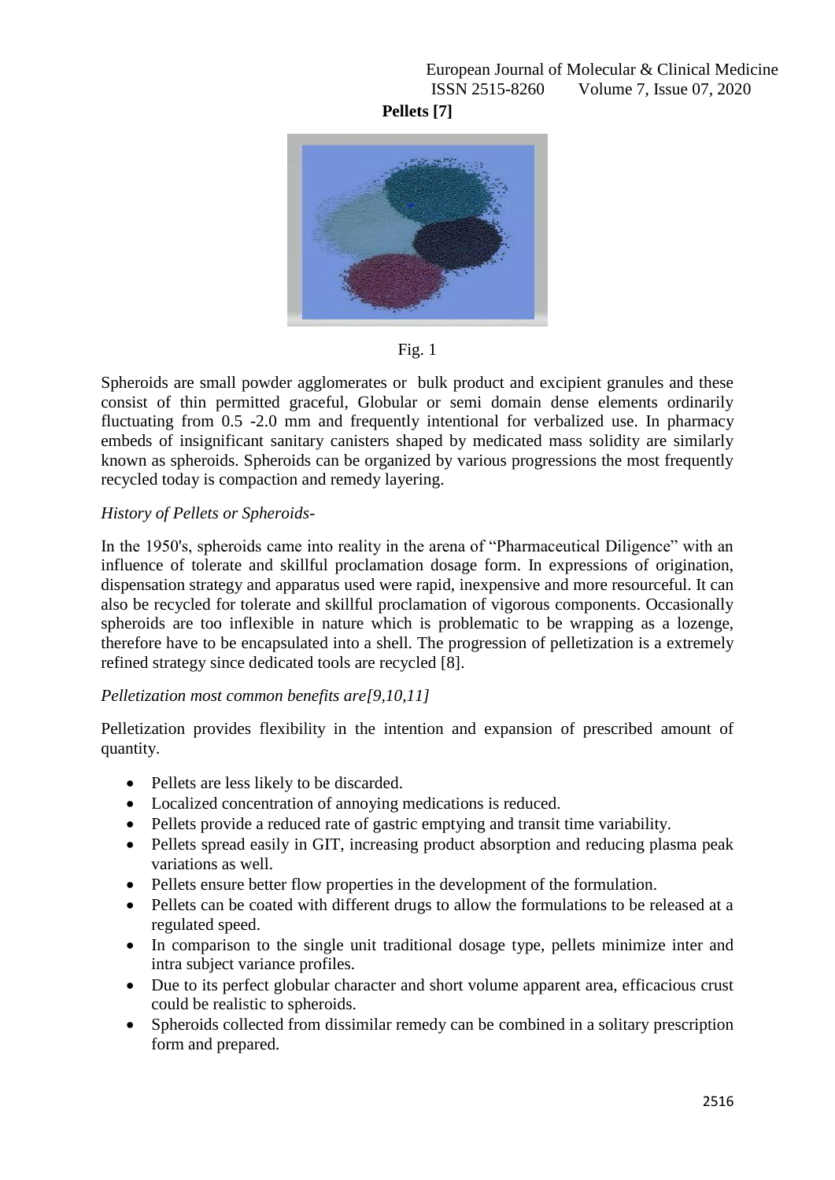**Pellets [7]**

Fig. 1

Spheroids are small powder agglomerates or bulk product and excipient granules and these consist of thin permitted graceful, Globular or semi domain dense elements ordinarily fluctuating from 0.5 -2.0 mm and frequently intentional for verbalized use. In pharmacy embeds of insignificant sanitary canisters shaped by medicated mass solidity are similarly known as spheroids. Spheroids can be organized by various progressions the most frequently recycled today is compaction and remedy layering.

*History of Pellets or Spheroids-*

In the 1950's, spheroids came into reality in the arena of "Pharmaceutical Diligence" with an influence of tolerate and skillful proclamation dosage form. In expressions of origination, dispensation strategy and apparatus used were rapid, inexpensive and more resourceful. It can also be recycled for tolerate and skillful proclamation of vigorous components. Occasionally spheroids are too inflexible in nature which is problematic to be wrapping as a lozenge, therefore have to be encapsulated into a shell. The progression of pelletization is a extremely refined strategy since dedicated tools are recycled [8].

*Pelletization most common benefits are[9,10,11]*

Pelletization provides flexibility in the intention and expansion of prescribed amount of quantity.

- Pellets are less likely to be discarded.
- Localized concentration of annoying medications is reduced.
- Pellets provide a reduced rate of gastric emptying and transit time variability.
- Pellets spread easily in GIT, increasing product absorption and reducing plasma peak variations as well.
- Pellets ensure better flow properties in the development of the formulation.
- Pellets can be coated with different drugs to allow the formulations to be released at a regulated speed.
- In comparison to the single unit traditional dosage type, pellets minimize inter and intra subject variance profiles.
- Due to its perfect globular character and short volume apparent area, efficacious crust could be realistic to spheroids.
- Spheroids collected from dissimilar remedy can be combined in a solitary prescription form and prepared.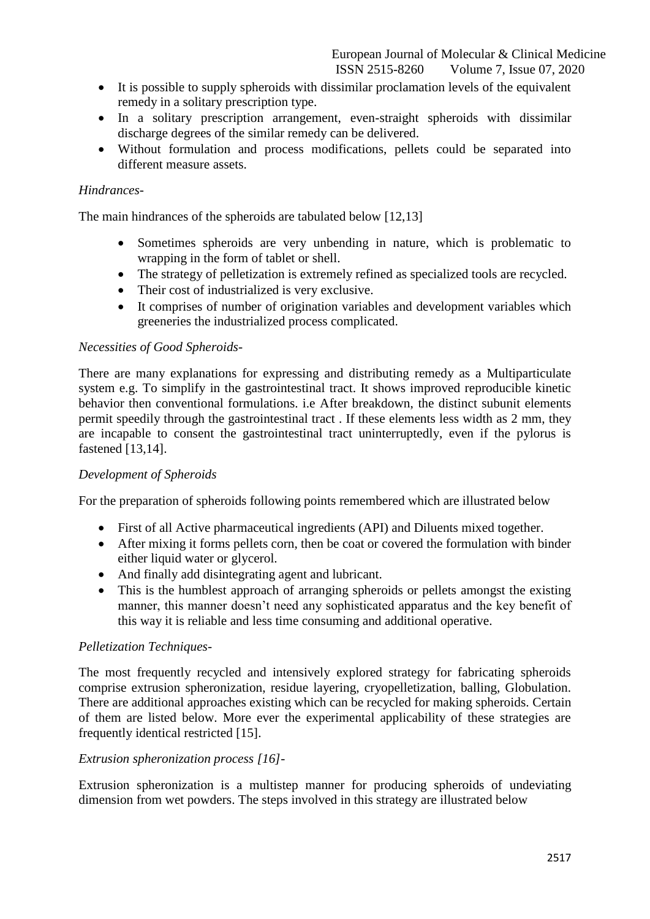- It is possible to supply spheroids with dissimilar proclamation levels of the equivalent remedy in a solitary prescription type.
- In a solitary prescription arrangement, even-straight spheroids with dissimilar discharge degrees of the similar remedy can be delivered.
- Without formulation and process modifications, pellets could be separated into different measure assets.

*Hindrances-*

The main hindrances of the spheroids are tabulated below [12,13]

- Sometimes spheroids are very unbending in nature, which is problematic to wrapping in the form of tablet or shell.
- The strategy of pelletization is extremely refined as specialized tools are recycled.
- Their cost of industrialized is very exclusive.
- It comprises of number of origination variables and development variables which greeneries the industrialized process complicated.

*Necessities of Good Spheroids-*

There are many explanations for expressing and distributing remedy as a Multiparticulate system e.g. To simplify in the gastrointestinal tract. It shows improved reproducible kinetic behavior then conventional formulations. i.e After breakdown, the distinct subunit elements permit speedily through the gastrointestinal tract . If these elements less width as 2 mm, they are incapable to consent the gastrointestinal tract uninterruptedly, even if the pylorus is fastened [13,14].

*Development of Spheroids*

For the preparation of spheroids following points remembered which are illustrated below

- First of all Active pharmaceutical ingredients (API) and Diluents mixed together.
- After mixing it forms pellets corn, then be coat or covered the formulation with binder either liquid water or glycerol.
- And finally add disintegrating agent and lubricant.
- This is the humblest approach of arranging spheroids or pellets amongst the existing manner, this manner doesn't need any sophisticated apparatus and the key benefit of this way it is reliable and less time consuming and additional operative.

*Pelletization Techniques-*

The most frequently recycled and intensively explored strategy for fabricating spheroids comprise extrusion spheronization, residue layering, cryopelletization, balling, Globulation. There are additional approaches existing which can be recycled for making spheroids. Certain of them are listed below. More ever the experimental applicability of these strategies are frequently identical restricted [15].

*Extrusion spheronization process [16]-*

Extrusion spheronization is a multistep manner for producing spheroids of undeviating dimension from wet powders. The steps involved in this strategy are illustrated below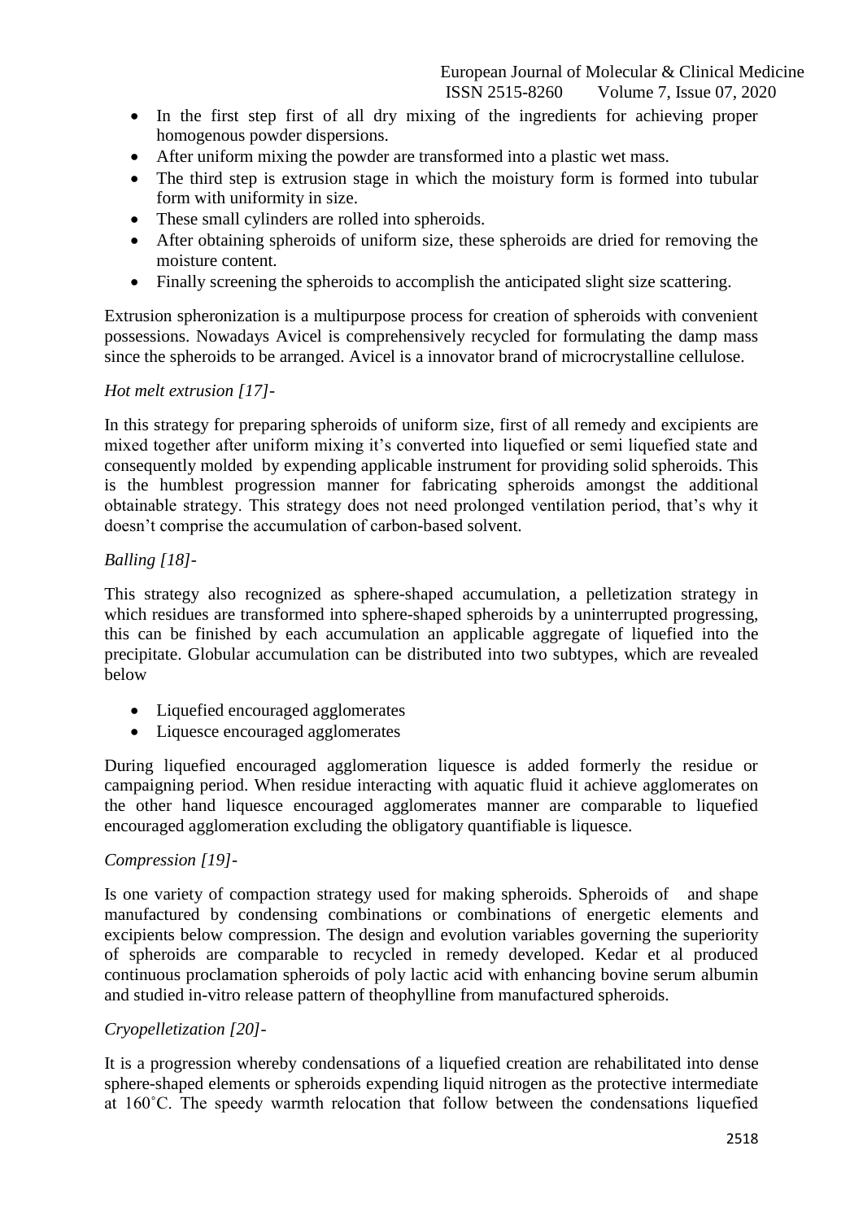- In the first step first of all dry mixing of the ingredients for achieving proper homogenous powder dispersions.
- After uniform mixing the powder are transformed into a plastic wet mass.
- The third step is extrusion stage in which the moistury form is formed into tubular form with uniformity in size.
- These small cylinders are rolled into spheroids.
- After obtaining spheroids of uniform size, these spheroids are dried for removing the moisture content.
- Finally screening the spheroids to accomplish the anticipated slight size scattering.

Extrusion spheronization is a multipurpose process for creation of spheroids with convenient possessions. Nowadays Avicel is comprehensively recycled for formulating the damp mass since the spheroids to be arranged. Avicel is a innovator brand of microcrystalline cellulose.

*Hot melt extrusion [17]-*

In this strategy for preparing spheroids of uniform size, first of all remedy and excipients are mixed together after uniform mixing it's converted into liquefied or semi liquefied state and consequently molded by expending applicable instrument for providing solid spheroids. This is the humblest progression manner for fabricating spheroids amongst the additional obtainable strategy. This strategy does not need prolonged ventilation period, that's why it doesn't comprise the accumulation of carbon-based solvent.

*Balling [18]-*

This strategy also recognized as sphere-shaped accumulation, a pelletization strategy in which residues are transformed into sphere-shaped spheroids by a uninterrupted progressing, this can be finished by each accumulation an applicable aggregate of liquefied into the precipitate. Globular accumulation can be distributed into two subtypes, which are revealed below

- Liquefied encouraged agglomerates
- Liquesce encouraged agglomerates

During liquefied encouraged agglomeration liquesce is added formerly the residue or campaigning period. When residue interacting with aquatic fluid it achieve agglomerates on the other hand liquesce encouraged agglomerates manner are comparable to liquefied encouraged agglomeration excluding the obligatory quantifiable is liquesce.

*Compression [19]-*

Is one variety of compaction strategy used for making spheroids. Spheroids of and shape manufactured by condensing combinations or combinations of energetic elements and excipients below compression. The design and evolution variables governing the superiority of spheroids are comparable to recycled in remedy developed. Kedar et al produced continuous proclamation spheroids of poly lactic acid with enhancing bovine serum albumin and studied in-vitro release pattern of theophylline from manufactured spheroids.

*Cryopelletization [20]-*

It is a progression whereby condensations of a liquefied creation are rehabilitated into dense sphere-shaped elements or spheroids expending liquid nitrogen as the protective intermediate at 160˚C. The speedy warmth relocation that follow between the condensations liquefied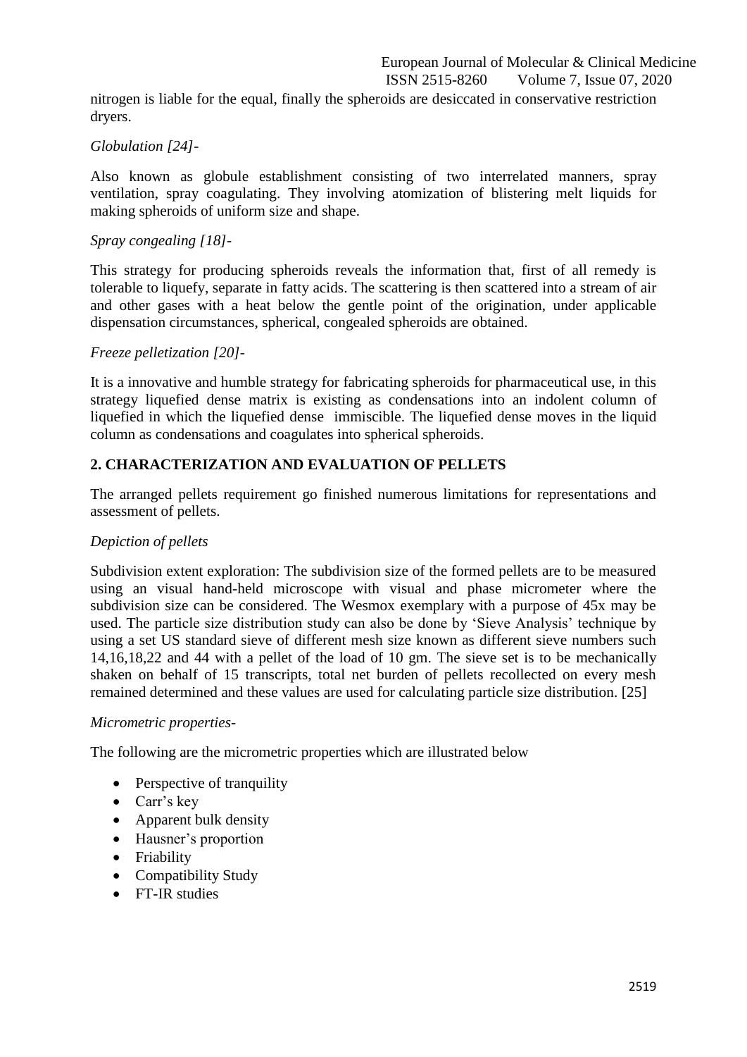nitrogen is liable for the equal, finally the spheroids are desiccated in conservative restriction dryers.

*Globulation [24]-*

Also known as globule establishment consisting of two interrelated manners, spray ventilation, spray coagulating. They involving atomization of blistering melt liquids for making spheroids of uniform size and shape.

*Spray congealing [18]-*

This strategy for producing spheroids reveals the information that, first of all remedy is tolerable to liquefy, separate in fatty acids. The scattering is then scattered into a stream of air and other gases with a heat below the gentle point of the origination, under applicable dispensation circumstances, spherical, congealed spheroids are obtained.

*Freeze pelletization [20]-*

It is a innovative and humble strategy for fabricating spheroids for pharmaceutical use, in this strategy liquefied dense matrix is existing as condensations into an indolent column of liquefied in which the liquefied dense immiscible. The liquefied dense moves in the liquid column as condensations and coagulates into spherical spheroids.

## 2. CHARACTERIZATION AND EVALUATION OF PELLETS

The arranged pellets requirement go finished numerous limitations for representations and assessment of pellets.

*Depiction of pellets*

Subdivision extent exploration: The subdivision size of the formed pellets are to be measured using an visual hand-held microscope with visual and phase micrometer where the subdivision size can be considered. The Wesmox exemplary with a purpose of 45x may be used. The particle size distribution study can also be done by 'Sieve Analysis' technique by using a set US standard sieve of different mesh size known as different sieve numbers such 14,16,18,22 and 44 with a pellet of the load of 10 gm. The sieve set is to be mechanically shaken on behalf of 15 transcripts, total net burden of pellets recollected on every mesh remained determined and these values are used for calculating particle size distribution. [25]

*Micrometric properties-*

The following are the micrometric properties which are illustrated below

- Perspective of tranquility
- Carr's key
- Apparent bulk density
- Hausner's proportion
- Friability
- Compatibility Study
- FT-IR studies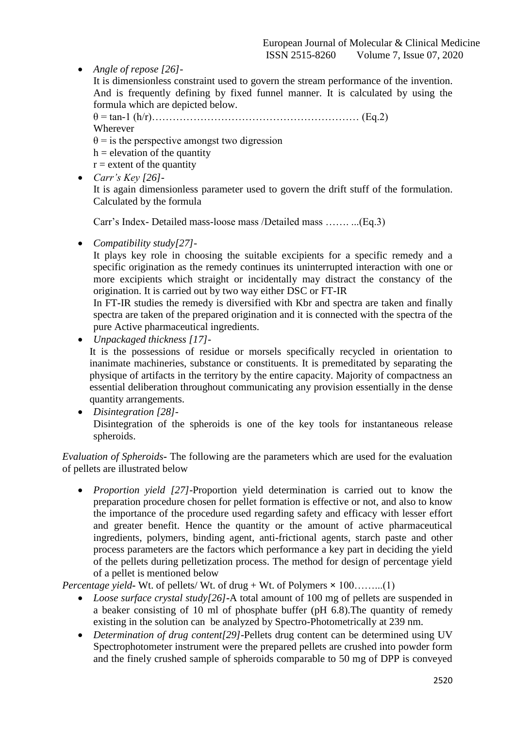- *Angle of repose [26]-*

  It is dimensionless constraint used to govern the stream performance of the invention. And is frequently defining by fixed funnel manner. It is calculated by using the formula which are depicted below.

  $\theta = \tan^{-1}(h/r)$…………………………………………………… (Eq.2)

  Wherever

  $\theta$ = is the perspective amongst two digression

  h = elevation of the quantity

  r = extent of the quantity

- *Carr's Key [26]-*

  It is again dimensionless parameter used to govern the drift stuff of the formulation. Calculated by the formula

  Carr's Index- Detailed mass-loose mass /Detailed mass ……. ...(Eq.3)

- *Compatibility study[27]-*

  It plays key role in choosing the suitable excipients for a specific remedy and a specific origination as the remedy continues its uninterrupted interaction with one or more excipients which straight or incidentally may distract the constancy of the origination. It is carried out by two way either DSC or FT-IR

  In FT-IR studies the remedy is diversified with Kbr and spectra are taken and finally spectra are taken of the prepared origination and it is connected with the spectra of the pure Active pharmaceutical ingredients.

- *Unpackaged thickness [17]-*

  It is the possessions of residue or morsels specifically recycled in orientation to inanimate machineries, substance or constituents. It is premeditated by separating the physique of artifacts in the territory by the entire capacity. Majority of compactness an essential deliberation throughout communicating any provision essentially in the dense quantity arrangements.

- *Disintegration [28]-*

  Disintegration of the spheroids is one of the key tools for instantaneous release spheroids.

*Evaluation of Spheroids-* The following are the parameters which are used for the evaluation of pellets are illustrated below

- *Proportion yield [27]-*Proportion yield determination is carried out to know the preparation procedure chosen for pellet formation is effective or not, and also to know the importance of the procedure used regarding safety and efficacy with lesser effort and greater benefit. Hence the quantity or the amount of active pharmaceutical ingredients, polymers, binding agent, anti-frictional agents, starch paste and other process parameters are the factors which performance a key part in deciding the yield of the pellets during pelletization process. The method for design of percentage yield of a pellet is mentioned below

*Percentage yield-* Wt. of pellets/ Wt. of drug + Wt. of Polymers × 100……...(1)

- *Loose surface crystal study[26]-*A total amount of 100 mg of pellets are suspended in a beaker consisting of 10 ml of phosphate buffer (pH 6.8).The quantity of remedy existing in the solution can be analyzed by Spectro-Photometrically at 239 nm.
- *Determination of drug content[29]-*Pellets drug content can be determined using UV Spectrophotometer instrument were the prepared pellets are crushed into powder form and the finely crushed sample of spheroids comparable to 50 mg of DPP is conveyed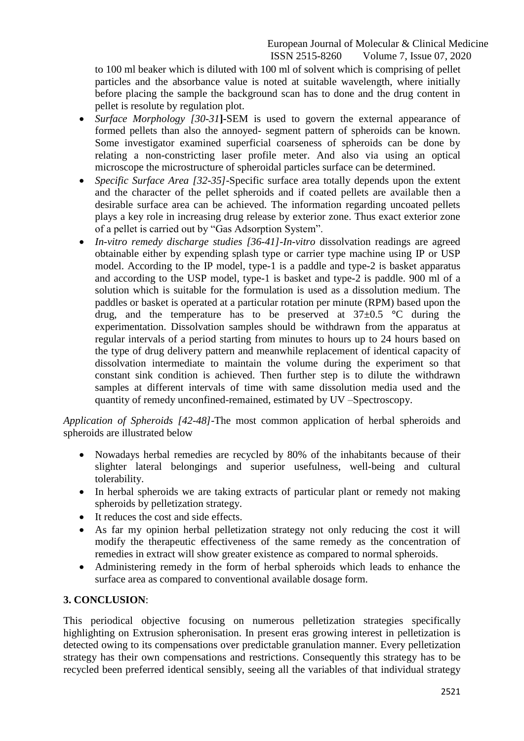to 100 ml beaker which is diluted with 100 ml of solvent which is comprising of pellet particles and the absorbance value is noted at suitable wavelength, where initially before placing the sample the background scan has to done and the drug content in pellet is resolute by regulation plot.

- *Surface Morphology [30-31]*-SEM is used to govern the external appearance of formed pellets than also the annoyed- segment pattern of spheroids can be known. Some investigator examined superficial coarseness of spheroids can be done by relating a non-constricting laser profile meter. And also via using an optical microscope the microstructure of spheroidal particles surface can be determined.
- *Specific Surface Area [32-35]*-Specific surface area totally depends upon the extent and the character of the pellet spheroids and if coated pellets are available then a desirable surface area can be achieved. The information regarding uncoated pellets plays a key role in increasing drug release by exterior zone. Thus exact exterior zone of a pellet is carried out by "Gas Adsorption System".
- *In-vitro remedy discharge studies [36-41]-In-vitro* dissolvation readings are agreed obtainable either by expending splash type or carrier type machine using IP or USP model. According to the IP model, type-1 is a paddle and type-2 is basket apparatus and according to the USP model, type-1 is basket and type-2 is paddle. 900 ml of a solution which is suitable for the formulation is used as a dissolution medium. The paddles or basket is operated at a particular rotation per minute (RPM) based upon the drug, and the temperature has to be preserved at 37±0.5 °C during the experimentation. Dissolvation samples should be withdrawn from the apparatus at regular intervals of a period starting from minutes to hours up to 24 hours based on the type of drug delivery pattern and meanwhile replacement of identical capacity of dissolvation intermediate to maintain the volume during the experiment so that constant sink condition is achieved. Then further step is to dilute the withdrawn samples at different intervals of time with same dissolution media used and the quantity of remedy unconfined-remained, estimated by UV –Spectroscopy.

*Application of Spheroids [42-48]*-The most common application of herbal spheroids and spheroids are illustrated below

- Nowadays herbal remedies are recycled by 80% of the inhabitants because of their slighter lateral belongings and superior usefulness, well-being and cultural tolerability.
- In herbal spheroids we are taking extracts of particular plant or remedy not making spheroids by pelletization strategy.
- It reduces the cost and side effects.
- As far my opinion herbal pelletization strategy not only reducing the cost it will modify the therapeutic effectiveness of the same remedy as the concentration of remedies in extract will show greater existence as compared to normal spheroids.
- Administering remedy in the form of herbal spheroids which leads to enhance the surface area as compared to conventional available dosage form.

## 3. CONCLUSION:

This periodical objective focusing on numerous pelletization strategies specifically highlighting on Extrusion spheronisation. In present eras growing interest in pelletization is detected owing to its compensations over predictable granulation manner. Every pelletization strategy has their own compensations and restrictions. Consequently this strategy has to be recycled been preferred identical sensibly, seeing all the variables of that individual strategy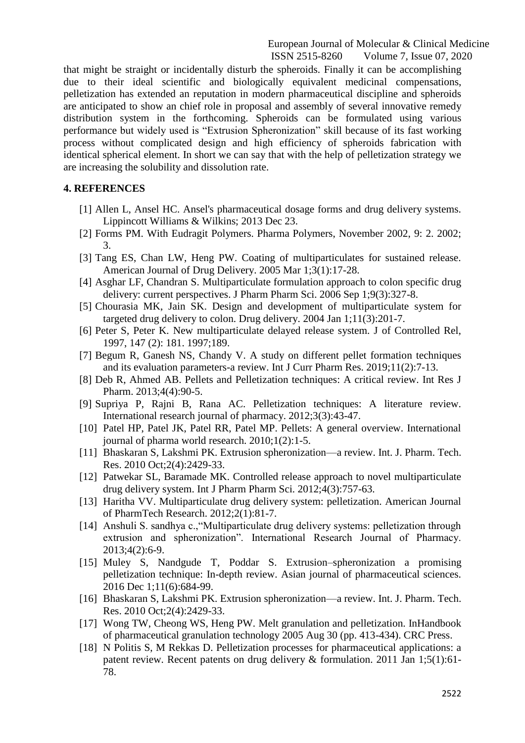that might be straight or incidentally disturb the spheroids. Finally it can be accomplishing due to their ideal scientific and biologically equivalent medicinal compensations, pelletization has extended an reputation in modern pharmaceutical discipline and spheroids are anticipated to show an chief role in proposal and assembly of several innovative remedy distribution system in the forthcoming. Spheroids can be formulated using various performance but widely used is "Extrusion Spheronization" skill because of its fast working process without complicated design and high efficiency of spheroids fabrication with identical spherical element. In short we can say that with the help of pelletization strategy we are increasing the solubility and dissolution rate.

## 4. REFERENCES

[1] Allen L, Ansel HC. Ansel's pharmaceutical dosage forms and drug delivery systems. Lippincott Williams & Wilkins; 2013 Dec 23.

[2] Forms PM. With Eudragit Polymers. Pharma Polymers, November 2002, 9: 2. 2002; 3.

[3] Tang ES, Chan LW, Heng PW. Coating of multiparticulates for sustained release. American Journal of Drug Delivery. 2005 Mar 1;3(1):17-28.

[4] Asghar LF, Chandran S. Multiparticulate formulation approach to colon specific drug delivery: current perspectives. J Pharm Pharm Sci. 2006 Sep 1;9(3):327-8.

[5] Chourasia MK, Jain SK. Design and development of multiparticulate system for targeted drug delivery to colon. Drug delivery. 2004 Jan 1;11(3):201-7.

[6] Peter S, Peter K. New multiparticulate delayed release system. J of Controlled Rel, 1997, 147 (2): 181. 1997;189.

[7] Begum R, Ganesh NS, Chandy V. A study on different pellet formation techniques and its evaluation parameters-a review. Int J Curr Pharm Res. 2019;11(2):7-13.

[8] Deb R, Ahmed AB. Pellets and Pelletization techniques: A critical review. Int Res J Pharm. 2013;4(4):90-5.

[9] Supriya P, Rajni B, Rana AC. Pelletization techniques: A literature review. International research journal of pharmacy. 2012;3(3):43-47.

[10] Patel HP, Patel JK, Patel RR, Patel MP. Pellets: A general overview. International journal of pharma world research. 2010;1(2):1-5.

[11] Bhaskaran S, Lakshmi PK. Extrusion spheronization—a review. Int. J. Pharm. Tech. Res. 2010 Oct;2(4):2429-33.

[12] Patwekar SL, Baramade MK. Controlled release approach to novel multiparticulate drug delivery system. Int J Pharm Pharm Sci. 2012;4(3):757-63.

[13] Haritha VV. Multiparticulate drug delivery system: pelletization. American Journal of PharmTech Research. 2012;2(1):81-7.

[14] Anshuli S. sandhya c.,"Multiparticulate drug delivery systems: pelletization through extrusion and spheronization". International Research Journal of Pharmacy. 2013;4(2):6-9.

[15] Muley S, Nandgude T, Poddar S. Extrusion–spheronization a promising pelletization technique: In-depth review. Asian journal of pharmaceutical sciences. 2016 Dec 1;11(6):684-99.

[16] Bhaskaran S, Lakshmi PK. Extrusion spheronization—a review. Int. J. Pharm. Tech. Res. 2010 Oct;2(4):2429-33.

[17] Wong TW, Cheong WS, Heng PW. Melt granulation and pelletization. InHandbook of pharmaceutical granulation technology 2005 Aug 30 (pp. 413-434). CRC Press.

[18] N Politis S, M Rekkas D. Pelletization processes for pharmaceutical applications: a patent review. Recent patents on drug delivery & formulation. 2011 Jan 1;5(1):61-78.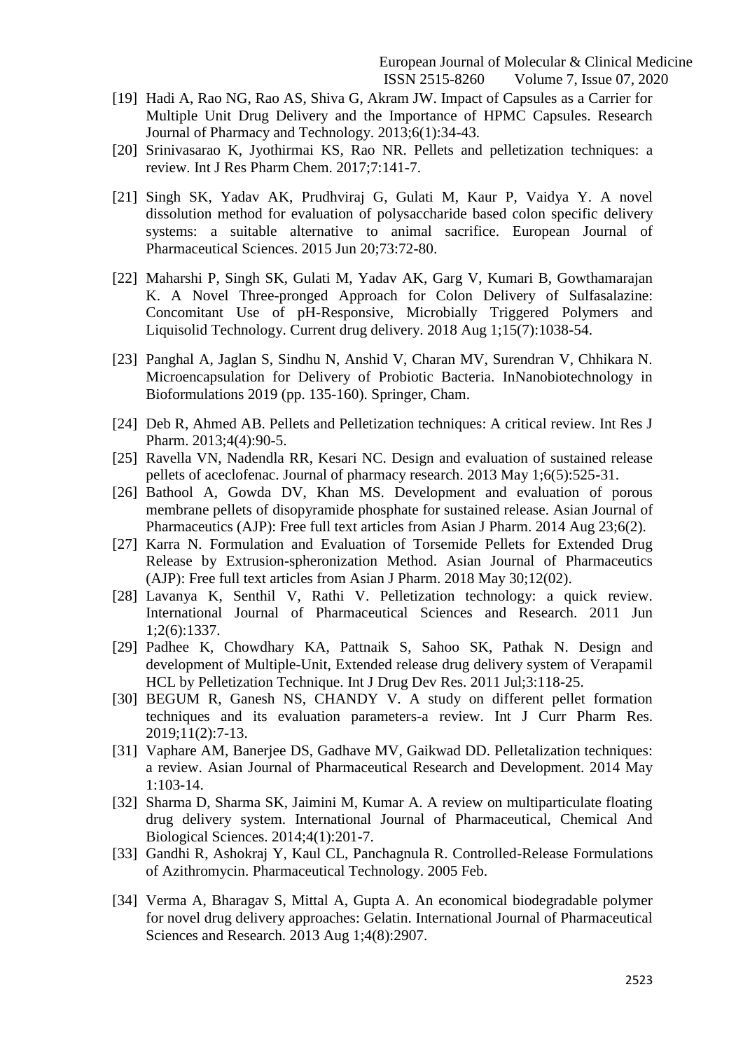[19] Hadi A, Rao NG, Rao AS, Shiva G, Akram JW. Impact of Capsules as a Carrier for Multiple Unit Drug Delivery and the Importance of HPMC Capsules. Research Journal of Pharmacy and Technology. 2013;6(1):34-43.

[20] Srinivasarao K, Jyothirmai KS, Rao NR. Pellets and pelletization techniques: a review. Int J Res Pharm Chem. 2017;7:141-7.

[21] Singh SK, Yadav AK, Prudhviraj G, Gulati M, Kaur P, Vaidya Y. A novel dissolution method for evaluation of polysaccharide based colon specific delivery systems: a suitable alternative to animal sacrifice. European Journal of Pharmaceutical Sciences. 2015 Jun 20;73:72-80.

[22] Maharshi P, Singh SK, Gulati M, Yadav AK, Garg V, Kumari B, Gowthamarajan K. A Novel Three-pronged Approach for Colon Delivery of Sulfasalazine: Concomitant Use of pH-Responsive, Microbially Triggered Polymers and Liquisolid Technology. Current drug delivery. 2018 Aug 1;15(7):1038-54.

[23] Panghal A, Jaglan S, Sindhu N, Anshid V, Charan MV, Surendran V, Chhikara N. Microencapsulation for Delivery of Probiotic Bacteria. InNanobiotechnology in Bioformulations 2019 (pp. 135-160). Springer, Cham.

[24] Deb R, Ahmed AB. Pellets and Pelletization techniques: A critical review. Int Res J Pharm. 2013;4(4):90-5.

[25] Ravella VN, Nadendla RR, Kesari NC. Design and evaluation of sustained release pellets of aceclofenac. Journal of pharmacy research. 2013 May 1;6(5):525-31.

[26] Bathool A, Gowda DV, Khan MS. Development and evaluation of porous membrane pellets of disopyramide phosphate for sustained release. Asian Journal of Pharmaceutics (AJP): Free full text articles from Asian J Pharm. 2014 Aug 23;6(2).

[27] Karra N. Formulation and Evaluation of Torsemide Pellets for Extended Drug Release by Extrusion-spheronization Method. Asian Journal of Pharmaceutics (AJP): Free full text articles from Asian J Pharm. 2018 May 30;12(02).

[28] Lavanya K, Senthil V, Rathi V. Pelletization technology: a quick review. International Journal of Pharmaceutical Sciences and Research. 2011 Jun 1;2(6):1337.

[29] Padhee K, Chowdhary KA, Pattnaik S, Sahoo SK, Pathak N. Design and development of Multiple-Unit, Extended release drug delivery system of Verapamil HCL by Pelletization Technique. Int J Drug Dev Res. 2011 Jul;3:118-25.

[30] BEGUM R, Ganesh NS, CHANDY V. A study on different pellet formation techniques and its evaluation parameters-a review. Int J Curr Pharm Res. 2019;11(2):7-13.

[31] Vaphare AM, Banerjee DS, Gadhave MV, Gaikwad DD. Pelletalization techniques: a review. Asian Journal of Pharmaceutical Research and Development. 2014 May 1:103-14.

[32] Sharma D, Sharma SK, Jaimini M, Kumar A. A review on multiparticulate floating drug delivery system. International Journal of Pharmaceutical, Chemical And Biological Sciences. 2014;4(1):201-7.

[33] Gandhi R, Ashokraj Y, Kaul CL, Panchagnula R. Controlled-Release Formulations of Azithromycin. Pharmaceutical Technology. 2005 Feb.

[34] Verma A, Bharagav S, Mittal A, Gupta A. An economical biodegradable polymer for novel drug delivery approaches: Gelatin. International Journal of Pharmaceutical Sciences and Research. 2013 Aug 1;4(8):2907.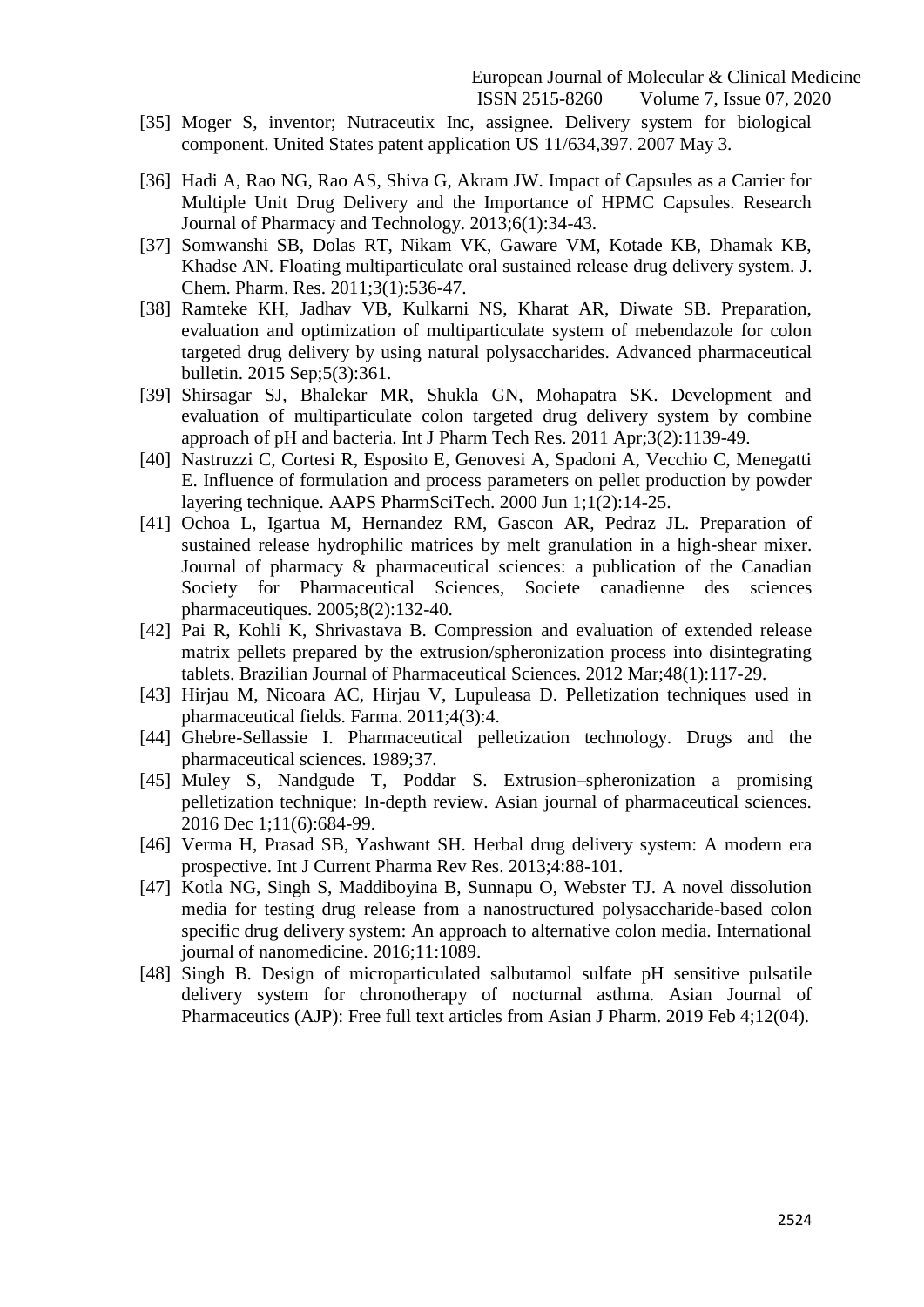[35] Moger S, inventor; Nutraceutix Inc, assignee. Delivery system for biological component. United States patent application US 11/634,397. 2007 May 3.

[36] Hadi A, Rao NG, Rao AS, Shiva G, Akram JW. Impact of Capsules as a Carrier for Multiple Unit Drug Delivery and the Importance of HPMC Capsules. Research Journal of Pharmacy and Technology. 2013;6(1):34-43.

[37] Somwanshi SB, Dolas RT, Nikam VK, Gaware VM, Kotade KB, Dhamak KB, Khadse AN. Floating multiparticulate oral sustained release drug delivery system. J. Chem. Pharm. Res. 2011;3(1):536-47.

[38] Ramteke KH, Jadhav VB, Kulkarni NS, Kharat AR, Diwate SB. Preparation, evaluation and optimization of multiparticulate system of mebendazole for colon targeted drug delivery by using natural polysaccharides. Advanced pharmaceutical bulletin. 2015 Sep;5(3):361.

[39] Shirsagar SJ, Bhalekar MR, Shukla GN, Mohapatra SK. Development and evaluation of multiparticulate colon targeted drug delivery system by combine approach of pH and bacteria. Int J Pharm Tech Res. 2011 Apr;3(2):1139-49.

[40] Nastruzzi C, Cortesi R, Esposito E, Genovesi A, Spadoni A, Vecchio C, Menegatti E. Influence of formulation and process parameters on pellet production by powder layering technique. AAPS PharmSciTech. 2000 Jun 1;1(2):14-25.

[41] Ochoa L, Igartua M, Hernandez RM, Gascon AR, Pedraz JL. Preparation of sustained release hydrophilic matrices by melt granulation in a high-shear mixer. Journal of pharmacy & pharmaceutical sciences: a publication of the Canadian Society for Pharmaceutical Sciences, Societe canadienne des sciences pharmaceutiques. 2005;8(2):132-40.

[42] Pai R, Kohli K, Shrivastava B. Compression and evaluation of extended release matrix pellets prepared by the extrusion/spheronization process into disintegrating tablets. Brazilian Journal of Pharmaceutical Sciences. 2012 Mar;48(1):117-29.

[43] Hirjau M, Nicoara AC, Hirjau V, Lupuleasa D. Pelletization techniques used in pharmaceutical fields. Farma. 2011;4(3):4.

[44] Ghebre-Sellassie I. Pharmaceutical pelletization technology. Drugs and the pharmaceutical sciences. 1989;37.

[45] Muley S, Nandgude T, Poddar S. Extrusion–spheronization a promising pelletization technique: In-depth review. Asian journal of pharmaceutical sciences. 2016 Dec 1;11(6):684-99.

[46] Verma H, Prasad SB, Yashwant SH. Herbal drug delivery system: A modern era prospective. Int J Current Pharma Rev Res. 2013;4:88-101.

[47] Kotla NG, Singh S, Maddiboyina B, Sunnapu O, Webster TJ. A novel dissolution media for testing drug release from a nanostructured polysaccharide-based colon specific drug delivery system: An approach to alternative colon media. International journal of nanomedicine. 2016;11:1089.

[48] Singh B. Design of microparticulated salbutamol sulfate pH sensitive pulsatile delivery system for chronotherapy of nocturnal asthma. Asian Journal of Pharmaceutics (AJP): Free full text articles from Asian J Pharm. 2019 Feb 4;12(04).